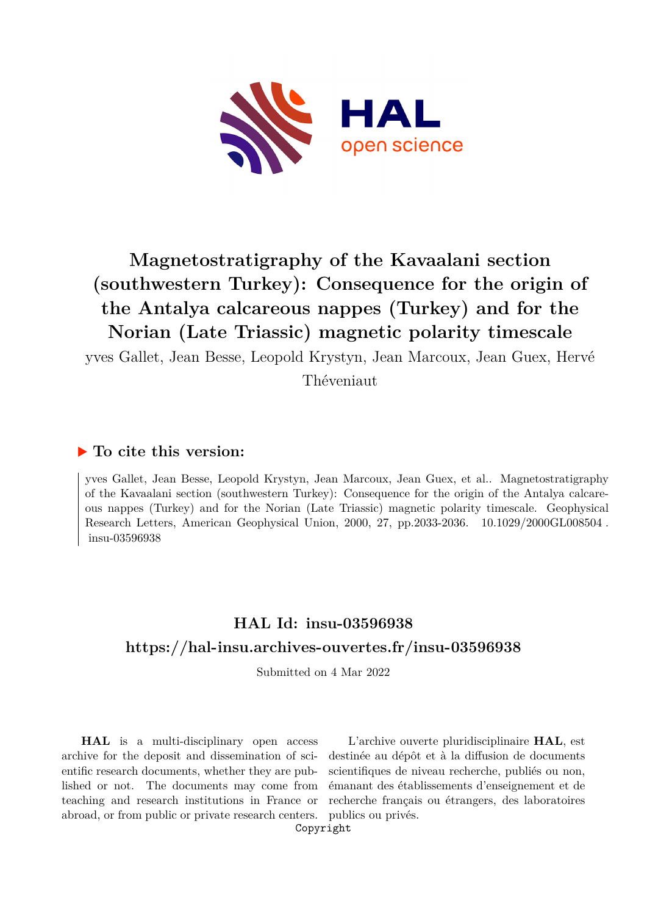# Magnetostratigraphy of the Kavaalani section (southwestern Turkey): Consequence for the origin of the Antalya calcareous nappes (Turkey) and for the Norian (Late Triassic) magnetic polarity timescale

yves Gallet, Jean Besse, Leopold Krystyn, Jean Marcoux, Jean Guex, Hervé Théveniaut

## ▶ To cite this version:

yves Gallet, Jean Besse, Leopold Krystyn, Jean Marcoux, Jean Guex, et al.. Magnetostratigraphy of the Kavaalani section (southwestern Turkey): Consequence for the origin of the Antalya calcareous nappes (Turkey) and for the Norian (Late Triassic) magnetic polarity timescale. Geophysical Research Letters, American Geophysical Union, 2000, 27, pp.2033-2036. 10.1029/2000GL008504 . insu-03596938

## HAL Id: insu-03596938

## https://hal-insu.archives-ouvertes.fr/insu-03596938

Submitted on 4 Mar 2022

**HAL** is a multi-disciplinary open access archive for the deposit and dissemination of scientific research documents, whether they are published or not. The documents may come from teaching and research institutions in France or abroad, or from public or private research centers.

L'archive ouverte pluridisciplinaire **HAL**, est destinée au dépôt et à la diffusion de documents scientifiques de niveau recherche, publiés ou non, émanant des établissements d'enseignement et de recherche français ou étrangers, des laboratoires publics ou privés.

Copyright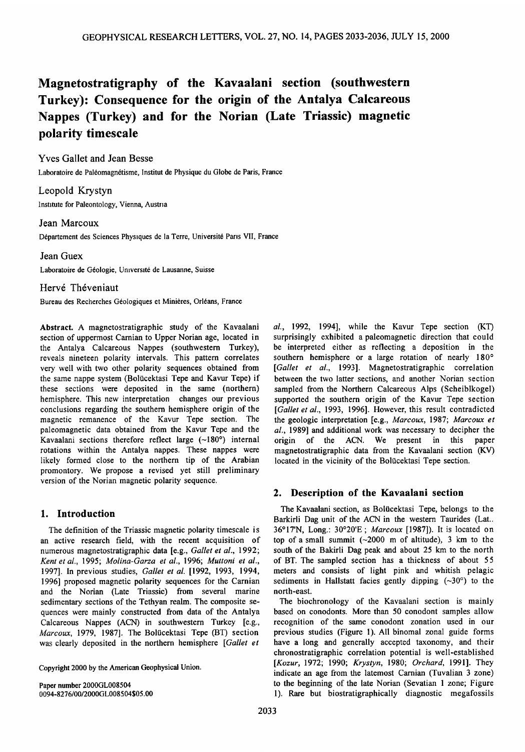# Magnetostratigraphy of the Kavaalani section (southwestern Turkey): Consequence for the origin of the Antalya Calcareous Nappes (Turkey) and for the Norian (Late Triassic) magnetic polarity timescale

Yves Gallet and Jean Besse

Laboratoire de Paléomagnétisme, Institut de Physique du Globe de Paris, France

Leopold Krystyn

Institute for Paleontology, Vienna, Austria

Jean Marcoux

Département des Sciences Physiques de la Terre, Université Paris VII, France

Jean Guex

Laboratoire de Géologie, Université de Lausanne, Suisse

Hervé Théveniaut

Bureau des Recherches Géologiques et Minières, Orléans, France

**Abstract.** A magnetostratigraphic study of the Kavaalani section of uppermost Carnian to Upper Norian age, located in the Antalya Calcareous Nappes (southwestern Turkey), reveals nineteen polarity intervals. This pattern correlates very well with two other polarity sequences obtained from the same nappe system (Bolücektasi Tepe and Kavur Tepe) if these sections were deposited in the same (northern) hemisphere. This new interpretation changes our previous conclusions regarding the southern hemisphere origin of the magnetic remanence of the Kavur Tepe section. The paleomagnetic data obtained from the Kavur Tepe and the Kavaalani sections therefore reflect large (~180°) internal rotations within the Antalya nappes. These nappes were likely formed close to the northern tip of the Arabian promontory. We propose a revised yet still preliminary version of the Norian magnetic polarity sequence.

## 1. Introduction

The definition of the Triassic magnetic polarity timescale is an active research field, with the recent acquisition of numerous magnetostratigraphic data [e.g., *Gallet et al.*, 1992; *Kent et al.*, 1995; *Molina-Garza et al.*, 1996; *Muttoni et al.*, 1997]. In previous studies, *Gallet et al.* [1992, 1993, 1994, 1996] proposed magnetic polarity sequences for the Carnian and the Norian (Late Triassic) from several marine sedimentary sections of the Tethyan realm. The composite sequences were mainly constructed from data of the Antalya Calcareous Nappes (ACN) in southwestern Turkey [e.g., *Marcoux*, 1979, 1987]. The Bolücektasi Tepe (BT) section was clearly deposited in the northern hemisphere [*Gallet et al.*, 1992, 1994], while the Kavur Tepe section (KT) surprisingly exhibited a paleomagnetic direction that could be interpreted either as reflecting a deposition in the southern hemisphere or a large rotation of nearly 180° [*Gallet et al.*, 1993]. Magnetostratigraphic correlation between the two latter sections, and another Norian section sampled from the Northern Calcareous Alps (Scheiblkogel) supported the southern origin of the Kavur Tepe section [*Gallet et al.*, 1993, 1996]. However, this result contradicted the geologic interpretation [e.g., *Marcoux*, 1987; *Marcoux et al.*, 1989] and additional work was necessary to decipher the origin of the ACN. We present in this paper magnetostratigraphic data from the Kavaalani section (KV) located in the vicinity of the Bolücektasi Tepe section.

Copyright 2000 by the American Geophysical Union.

Paper number 2000GL008504
0094-8276/00/2000GL008504$05.00

## 2. Description of the Kavaalani section

The Kavaalani section, as Bolücektasi Tepe, belongs to the Barkirli Dag unit of the ACN in the western Taurides (Lat.. 36°17'N, Long.: 30°20'E ; *Marcoux* [1987]). It is located on top of a small summit (~2000 m of altitude), 3 km to the south of the Bakirli Dag peak and about 25 km to the north of BT. The sampled section has a thickness of about 55 meters and consists of light pink and whitish pelagic sediments in Hallstatt facies gently dipping (~30°) to the north-east.

The biochronology of the Kavaalani section is mainly based on conodonts. More than 50 conodont samples allow recognition of the same conodont zonation used in our previous studies (Figure 1). All binomal zonal guide forms have a long and generally accepted taxonomy, and their chronostratigraphic correlation potential is well-established [*Kozur*, 1972; 1990; *Krystyn*, 1980; *Orchard*, 1991]. They indicate an age from the latemost Carnian (Tuvalian 3 zone) to the beginning of the late Norian (Sevatian 1 zone; Figure 1). Rare but biostratigraphically diagnostic megafossils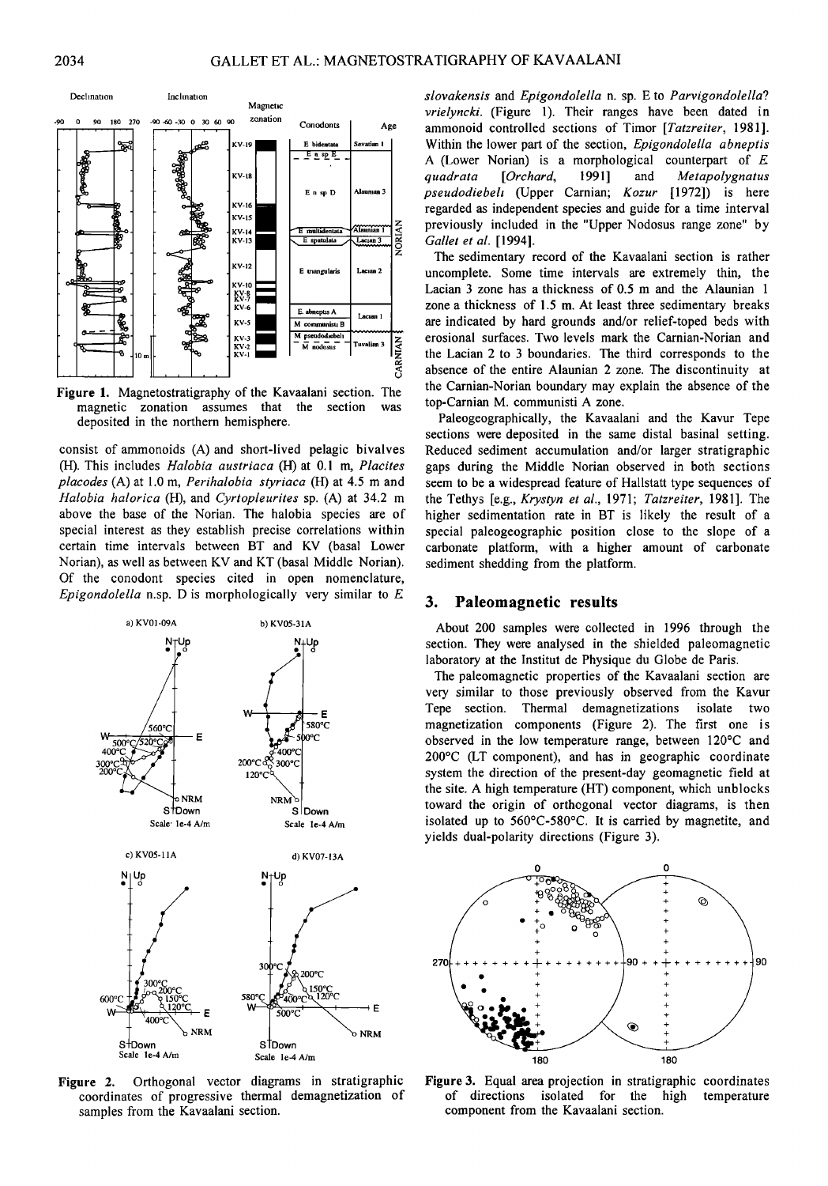Figure 1. Magnetostratigraphy of the Kavaalani section. The magnetic zonation assumes that the section was deposited in the northern hemisphere.

consist of ammonoids (A) and short-lived pelagic bivalves (H). This includes *Halobia austriaca* (H) at 0.1 m, *Placites placodes* (A) at 1.0 m, *Perihalobia styriaca* (H) at 4.5 m and *Halobia halorica* (H), and *Cyrtopleurites* sp. (A) at 34.2 m above the base of the Norian. The halobia species are of special interest as they establish precise correlations within certain time intervals between BT and KV (basal Lower Norian), as well as between KV and KT (basal Middle Norian). Of the conodont species cited in open nomenclature, *Epigondolella* n.sp. D is morphologically very similar to *E slovakensis* and *Epigondolella* n. sp. E to *Parvigondolella? vrielyncki*. (Figure 1). Their ranges have been dated in ammonoid controlled sections of Timor [*Tatzreiter*, 1981]. Within the lower part of the section, *Epigondolella abneptis* A (Lower Norian) is a morphological counterpart of *E quadrata* [*Orchard*, 1991] and *Metapolygnatus pseudodiebeli* (Upper Carnian; *Kozur* [1972]) is here regarded as independent species and guide for a time interval previously included in the "Upper Nodosus range zone" by *Gallet et al.* [1994].

The sedimentary record of the Kavaalani section is rather uncomplete. Some time intervals are extremely thin, the Lacian 3 zone has a thickness of 0.5 m and the Alaunian 1 zone a thickness of 1.5 m. At least three sedimentary breaks are indicated by hard grounds and/or relief-toped beds with erosional surfaces. Two levels mark the Carnian-Norian and the Lacian 2 to 3 boundaries. The third corresponds to the absence of the entire Alaunian 2 zone. The discontinuity at the Carnian-Norian boundary may explain the absence of the top-Carnian M. communisti A zone.

Paleogeographically, the Kavaalani and the Kavur Tepe sections were deposited in the same distal basinal setting. Reduced sediment accumulation and/or larger stratigraphic gaps during the Middle Norian observed in both sections seem to be a widespread feature of Hallstatt type sequences of the Tethys [e.g., *Krystyn et al.*, 1971; *Tatzreiter*, 1981]. The higher sedimentation rate in BT is likely the result of a special paleogeographic position close to the slope of a carbonate platform, with a higher amount of carbonate sediment shedding from the platform.

Figure 2. Orthogonal vector diagrams in stratigraphic coordinates of progressive thermal demagnetization of samples from the Kavaalani section.

## 3. Paleomagnetic results

About 200 samples were collected in 1996 through the section. They were analysed in the shielded paleomagnetic laboratory at the Institut de Physique du Globe de Paris.

The paleomagnetic properties of the Kavaalani section are very similar to those previously observed from the Kavur Tepe section. Thermal demagnetizations isolate two magnetization components (Figure 2). The first one is observed in the low temperature range, between 120°C and 200°C (LT component), and has in geographic coordinate system the direction of the present-day geomagnetic field at the site. A high temperature (HT) component, which unblocks toward the origin of orthogonal vector diagrams, is then isolated up to 560°C-580°C. It is carried by magnetite, and yields dual-polarity directions (Figure 3).

Figure 3. Equal area projection in stratigraphic coordinates of directions isolated for the high temperature component from the Kavaalani section.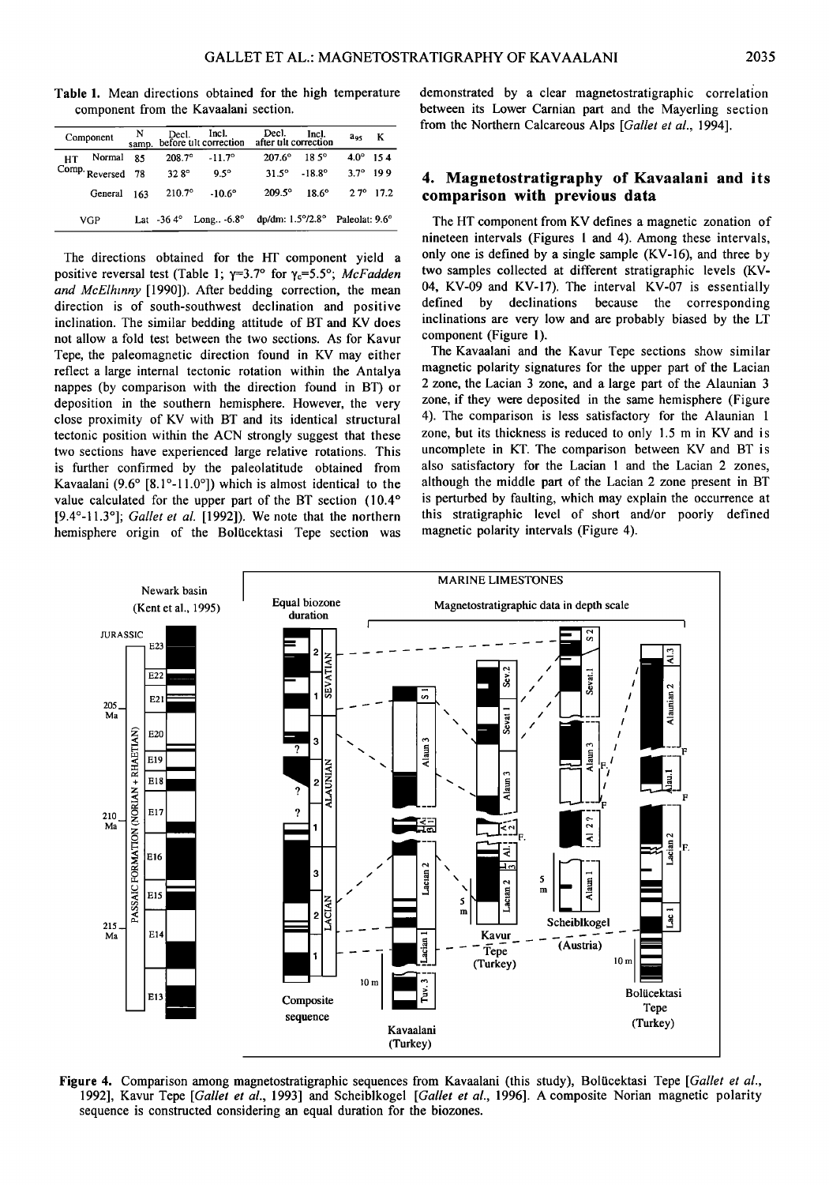**Table 1.** Mean directions obtained for the high temperature component from the Kavaalani section.

| Component | | N samp. | Decl. before tilt correction | Incl. before tilt correction | Decl. after tilt correction | Incl. after tilt correction | $a_{95}$ | K |
|---|---|---|---|---|---|---|---|---|
| HT Comp. | Normal | 85 | 208.7° | -11.7° | 207.6° | 18.5° | 4.0° | 15.4 |
| | Reversed | 78 | 32.8° | 9.5° | 31.5° | -18.8° | 3.7° | 19.9 |
| | General | 163 | 210.7° | -10.6° | 209.5° | 18.6° | 2.7° | 17.2 |
| VGP | | Lat. -36.4° | Long.. -6.8° | | dp/dm: 1.5°/2.8° | | Paleolat: 9.6° | |

The directions obtained for the HT component yield a positive reversal test (Table 1; $\gamma$=3.7° for $\gamma_c$=5.5°; *McFadden and McElhinny* [1990]). After bedding correction, the mean direction is of south-southwest declination and positive inclination. The similar bedding attitude of BT and KV does not allow a fold test between the two sections. As for Kavur Tepe, the paleomagnetic direction found in KV may either reflect a large internal tectonic rotation within the Antalya nappes (by comparison with the direction found in BT) or deposition in the southern hemisphere. However, the very close proximity of KV with BT and its identical structural tectonic position within the ACN strongly suggest that these two sections have experienced large relative rotations. This is further confirmed by the paleolatitude obtained from Kavaalani (9.6° [8.1°-11.0°]) which is almost identical to the value calculated for the upper part of the BT section (10.4° [9.4°-11.3°]; *Gallet et al.* [1992]). We note that the northern hemisphere origin of the Bolücektasi Tepe section was demonstrated by a clear magnetostratigraphic correlation between its Lower Carnian part and the Mayerling section from the Northern Calcareous Alps [*Gallet et al.*, 1994].

## 4. Magnetostratigraphy of Kavaalani and its comparison with previous data

The HT component from KV defines a magnetic zonation of nineteen intervals (Figures 1 and 4). Among these intervals, only one is defined by a single sample (KV-16), and three by two samples collected at different stratigraphic levels (KV-04, KV-09 and KV-17). The interval KV-07 is essentially defined by declinations because the corresponding inclinations are very low and are probably biased by the LT component (Figure 1).

The Kavaalani and the Kavur Tepe sections show similar magnetic polarity signatures for the upper part of the Lacian 2 zone, the Lacian 3 zone, and a large part of the Alaunian 3 zone, if they were deposited in the same hemisphere (Figure 4). The comparison is less satisfactory for the Alaunian 1 zone, but its thickness is reduced to only 1.5 m in KV and is uncomplete in KT. The comparison between KV and BT is also satisfactory for the Lacian 1 and the Lacian 2 zones, although the middle part of the Lacian 2 zone present in BT is perturbed by faulting, which may explain the occurrence at this stratigraphic level of short and/or poorly defined magnetic polarity intervals (Figure 4).

**Figure 4.** Comparison among magnetostratigraphic sequences from Kavaalani (this study), Bolücektasi Tepe [*Gallet et al.*, 1992], Kavur Tepe [*Gallet et al.*, 1993] and Scheiblkogel [*Gallet et al.*, 1996]. A composite Norian magnetic polarity sequence is constructed considering an equal duration for the biozones.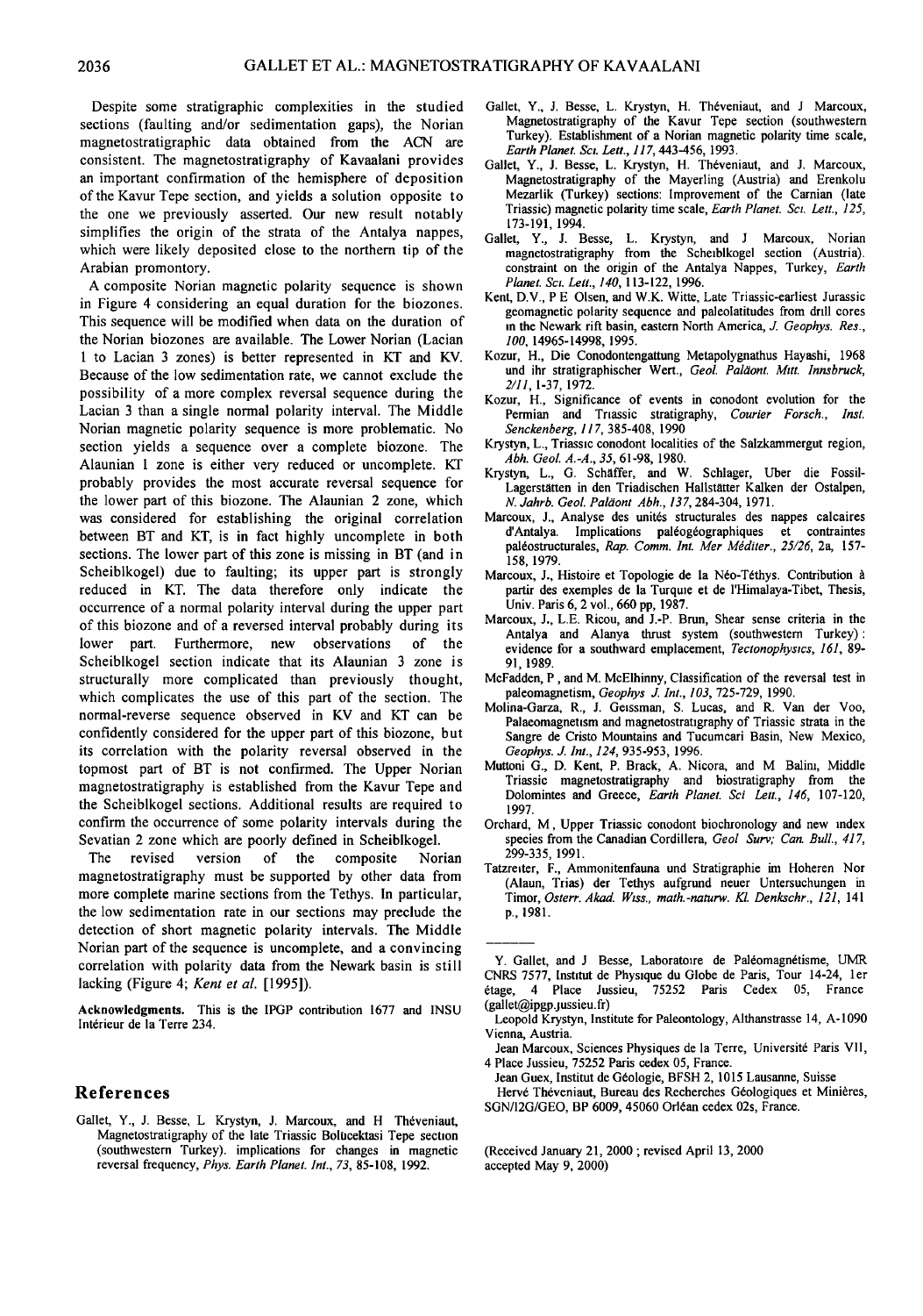Despite some stratigraphic complexities in the studied sections (faulting and/or sedimentation gaps), the Norian magnetostratigraphic data obtained from the ACN are consistent. The magnetostratigraphy of Kavaalani provides an important confirmation of the hemisphere of deposition of the Kavur Tepe section, and yields a solution opposite to the one we previously asserted. Our new result notably simplifies the origin of the strata of the Antalya nappes, which were likely deposited close to the northern tip of the Arabian promontory.

A composite Norian magnetic polarity sequence is shown in Figure 4 considering an equal duration for the biozones. This sequence will be modified when data on the duration of the Norian biozones are available. The Lower Norian (Lacian 1 to Lacian 3 zones) is better represented in KT and KV. Because of the low sedimentation rate, we cannot exclude the possibility of a more complex reversal sequence during the Lacian 3 than a single normal polarity interval. The Middle Norian magnetic polarity sequence is more problematic. No section yields a sequence over a complete biozone. The Alaunian 1 zone is either very reduced or uncomplete. KT probably provides the most accurate reversal sequence for the lower part of this biozone. The Alaunian 2 zone, which was considered for establishing the original correlation between BT and KT, is in fact highly uncomplete in both sections. The lower part of this zone is missing in BT (and in Scheiblkogel) due to faulting; its upper part is strongly reduced in KT. The data therefore only indicate the occurrence of a normal polarity interval during the upper part of this biozone and of a reversed interval probably during its lower part. Furthermore, new observations of the Scheiblkogel section indicate that its Alaunian 3 zone is structurally more complicated than previously thought, which complicates the use of this part of the section. The normal-reverse sequence observed in KV and KT can be confidently considered for the upper part of this biozone, but its correlation with the polarity reversal observed in the topmost part of BT is not confirmed. The Upper Norian magnetostratigraphy is established from the Kavur Tepe and the Scheiblkogel sections. Additional results are required to confirm the occurrence of some polarity intervals during the Sevatian 2 zone which are poorly defined in Scheiblkogel.

The revised version of the composite Norian magnetostratigraphy must be supported by other data from more complete marine sections from the Tethys. In particular, the low sedimentation rate in our sections may preclude the detection of short magnetic polarity intervals. The Middle Norian part of the sequence is uncomplete, and a convincing correlation with polarity data from the Newark basin is still lacking (Figure 4; *Kent et al.* [1995]).

**Acknowledgments.** This is the IPGP contribution 1677 and INSU Intérieur de la Terre 234.

## References

Gallet, Y., J. Besse, L Krystyn, J. Marcoux, and H Théveniaut, Magnetostratigraphy of the late Triassic Bolücektasi Tepe section (southwestern Turkey). implications for changes in magnetic reversal frequency, *Phys. Earth Planet. Int.*, *73*, 85-108, 1992.

Gallet, Y., J. Besse, L. Krystyn, H. Théveniaut, and J Marcoux, Magnetostratigraphy of the Kavur Tepe section (southwestern Turkey). Establishment of a Norian magnetic polarity time scale, *Earth Planet. Sci. Lett.*, *117*, 443-456, 1993.

Gallet, Y., J. Besse, L. Krystyn, H. Théveniaut, and J. Marcoux, Magnetostratigraphy of the Mayerling (Austria) and Erenkolu Mezarlik (Turkey) sections: Improvement of the Carnian (late Triassic) magnetic polarity time scale, *Earth Planet. Sci. Lett.*, *125*, 173-191, 1994.

Gallet, Y., J. Besse, L. Krystyn, and J Marcoux, Norian magnetostratigraphy from the Scheiblkogel section (Austria). constraint on the origin of the Antalya Nappes, Turkey, *Earth Planet. Sci. Lett.*, *140*, 113-122, 1996.

Kent, D.V., P E Olsen, and W.K. Witte, Late Triassic-earliest Jurassic geomagnetic polarity sequence and paleolatitudes from drill cores in the Newark rift basin, eastern North America, *J. Geophys. Res.*, *100*, 14965-14998, 1995.

Kozur, H., Die Conodontengattung Metapolygnathus Hayashi, 1968 und ihr stratigraphischer Wert., *Geol. Paläont. Mitt. Innsbruck*, *2/11*, 1-37, 1972.

Kozur, H., Significance of events in conodont evolution for the Permian and Triassic stratigraphy, *Courier Forsch., Inst. Senckenberg*, *117*, 385-408, 1990

Krystyn, L., Triassic conodont localities of the Salzkammergut region, *Abh. Geol. A.-A.*, *35*, 61-98, 1980.

Krystyn, L., G. Schäffer, and W. Schlager, Uber die Fossil-Lagerstätten in den Triadischen Hallstätter Kalken der Ostalpen, *N. Jahrb. Geol. Paläont Abh.*, *137*, 284-304, 1971.

Marcoux, J., Analyse des unités structurales des nappes calcaires d'Antalya. Implications paléogéographiques et contraintes paléostructurales, *Rap. Comm. Int. Mer Médiler.*, *25/26*, 2a, 157-158, 1979.

Marcoux, J., Histoire et Topologie de la Néo-Téthys. Contribution à partir des exemples de la Turquie et de l'Himalaya-Tibet, Thesis, Univ. Paris 6, 2 vol., 660 pp, 1987.

Marcoux, J., L.E. Ricou, and J.-P. Brun, Shear sense criteria in the Antalya and Alanya thrust system (southwestern Turkey): evidence for a southward emplacement, *Tectonophysics*, *161*, 89-91, 1989.

McFadden, P, and M. McElhinny, Classification of the reversal test in paleomagnetism, *Geophys J. Int.*, *103*, 725-729, 1990.

Molina-Garza, R., J. Geissman, S. Lucas, and R. Van der Voo, Palaeomagnetism and magnetostratigraphy of Triassic strata in the Sangre de Cristo Mountains and Tucumcari Basin, New Mexico, *Geophys. J. Int.*, *124*, 935-953, 1996.

Muttoni G., D. Kent, P. Brack, A. Nicora, and M Balini, Middle Triassic magnetostratigraphy and biostratigraphy from the Dolomintes and Greece, *Earth Planet. Sci Lett.*, *146*, 107-120, 1997.

Orchard, M, Upper Triassic conodont biochronology and new index species from the Canadian Cordillera, *Geol Surv; Can. Bull.*, *417*, 299-335, 1991.

Tatzreiter, F., Ammonitenfauna und Stratigraphie im Hoheren Nor (Alaun, Trias) der Tethys aufgrund neuer Untersuchungen in Timor, *Osterr. Akad. Wiss., math.-naturw. Kl. Denkschr.*, *121*, 141 p., 1981.

---

Y. Gallet, and J Besse, Laboratoire de Paléomagnétisme, UMR CNRS 7577, Institut de Physique du Globe de Paris, Tour 14-24, 1er étage, 4 Place Jussieu, 75252 Paris Cedex 05, France (gallet@ipgp.jussieu.fr)

Leopold Krystyn, Institute for Paleontology, Althanstrasse 14, A-1090 Vienna, Austria.

Jean Marcoux, Sciences Physiques de la Terre, Université Paris VII, 4 Place Jussieu, 75252 Paris cedex 05, France.

Jean Guex, Institut de Géologie, BFSH 2, 1015 Lausanne, Suisse

Hervé Théveniaut, Bureau des Recherches Géologiques et Minières, SGN/I2G/GEO, BP 6009, 45060 Orléan cedex 02s, France.

(Received January 21, 2000 ; revised April 13, 2000 accepted May 9, 2000)